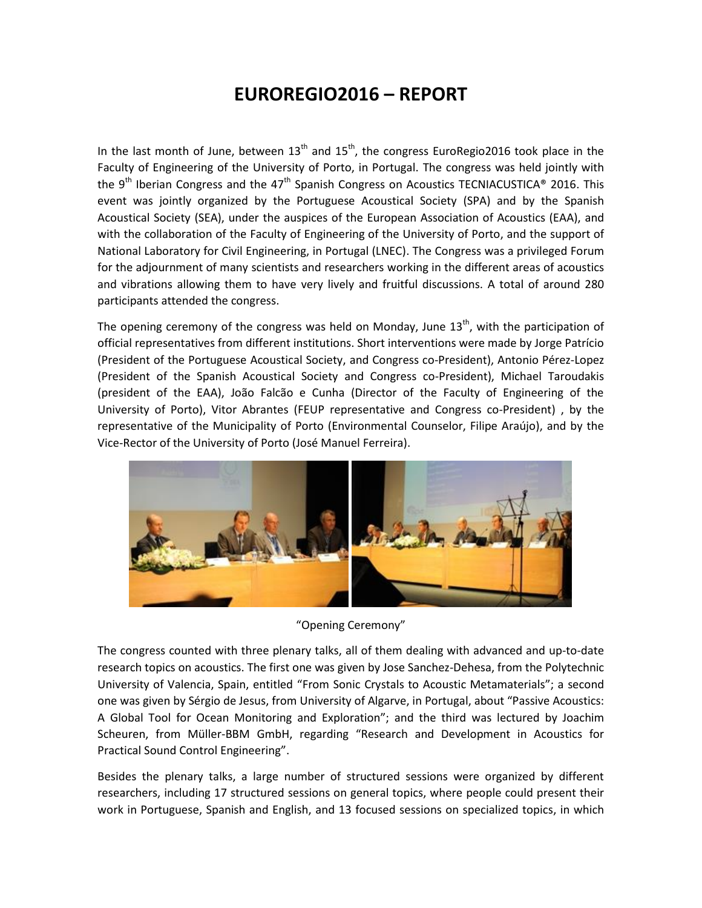# EUROREGIO2016 – REPORT

In the last month of June, between 13th and 15th, the congress EuroRegio2016 took place in the Faculty of Engineering of the University of Porto, in Portugal. The congress was held jointly with the 9th Iberian Congress and the 47th Spanish Congress on Acoustics TECNIACUSTICA® 2016. This event was jointly organized by the Portuguese Acoustical Society (SPA) and by the Spanish Acoustical Society (SEA), under the auspices of the European Association of Acoustics (EAA), and with the collaboration of the Faculty of Engineering of the University of Porto, and the support of National Laboratory for Civil Engineering, in Portugal (LNEC). The Congress was a privileged Forum for the adjournment of many scientists and researchers working in the different areas of acoustics and vibrations allowing them to have very lively and fruitful discussions. A total of around 280 participants attended the congress.

The opening ceremony of the congress was held on Monday, June 13th, with the participation of official representatives from different institutions. Short interventions were made by Jorge Patrício (President of the Portuguese Acoustical Society, and Congress co-President), Antonio Pérez-Lopez (President of the Spanish Acoustical Society and Congress co-President), Michael Taroudakis (president of the EAA), João Falcão e Cunha (Director of the Faculty of Engineering of the University of Porto), Vitor Abrantes (FEUP representative and Congress co-President) , by the representative of the Municipality of Porto (Environmental Counselor, Filipe Araújo), and by the Vice-Rector of the University of Porto (José Manuel Ferreira).

"Opening Ceremony"

The congress counted with three plenary talks, all of them dealing with advanced and up-to-date research topics on acoustics. The first one was given by Jose Sanchez-Dehesa, from the Polytechnic University of Valencia, Spain, entitled "From Sonic Crystals to Acoustic Metamaterials"; a second one was given by Sérgio de Jesus, from University of Algarve, in Portugal, about "Passive Acoustics: A Global Tool for Ocean Monitoring and Exploration"; and the third was lectured by Joachim Scheuren, from Müller-BBM GmbH, regarding "Research and Development in Acoustics for Practical Sound Control Engineering".

Besides the plenary talks, a large number of structured sessions were organized by different researchers, including 17 structured sessions on general topics, where people could present their work in Portuguese, Spanish and English, and 13 focused sessions on specialized topics, in which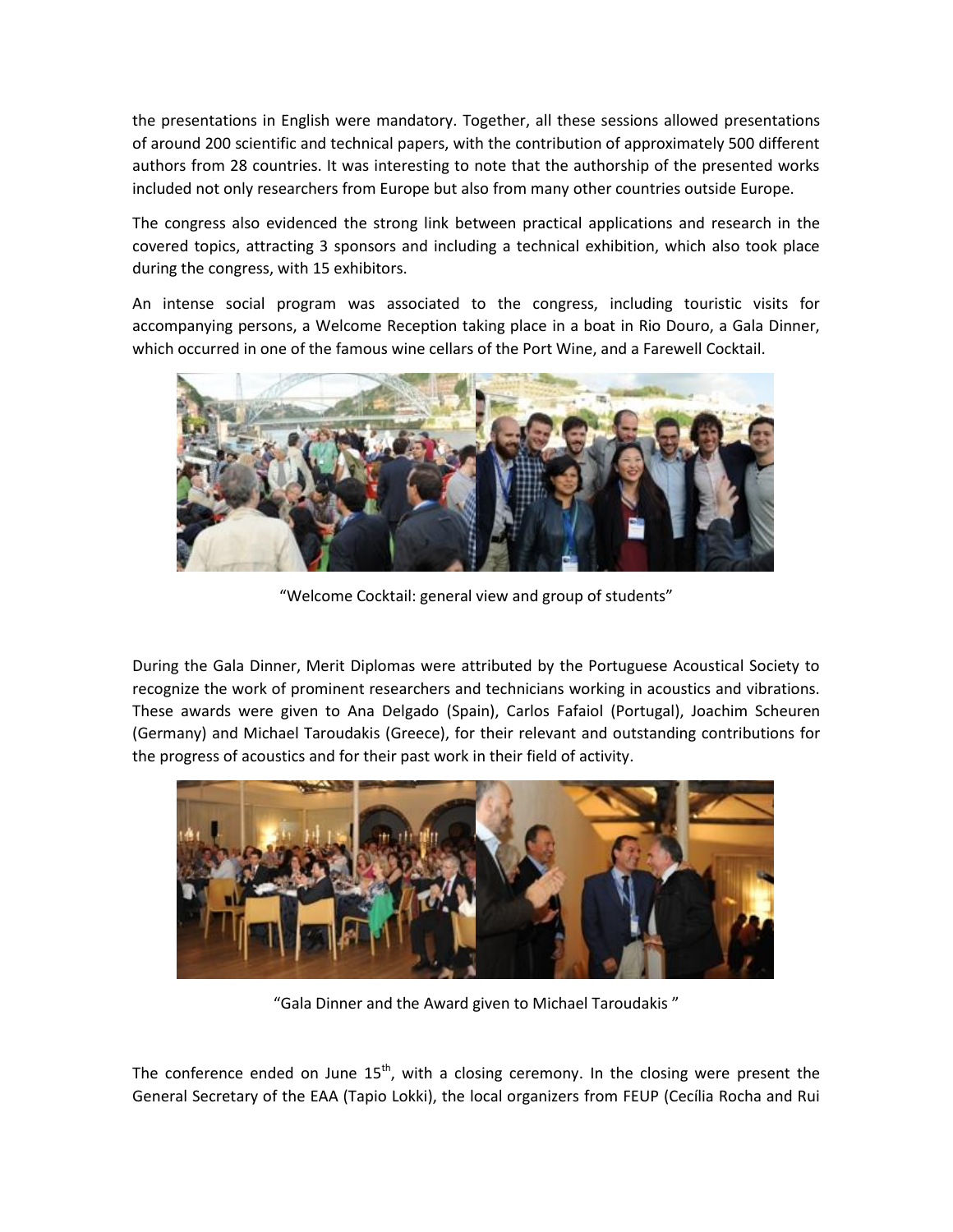the presentations in English were mandatory. Together, all these sessions allowed presentations of around 200 scientific and technical papers, with the contribution of approximately 500 different authors from 28 countries. It was interesting to note that the authorship of the presented works included not only researchers from Europe but also from many other countries outside Europe.

The congress also evidenced the strong link between practical applications and research in the covered topics, attracting 3 sponsors and including a technical exhibition, which also took place during the congress, with 15 exhibitors.

An intense social program was associated to the congress, including touristic visits for accompanying persons, a Welcome Reception taking place in a boat in Rio Douro, a Gala Dinner, which occurred in one of the famous wine cellars of the Port Wine, and a Farewell Cocktail.

"Welcome Cocktail: general view and group of students"

During the Gala Dinner, Merit Diplomas were attributed by the Portuguese Acoustical Society to recognize the work of prominent researchers and technicians working in acoustics and vibrations. These awards were given to Ana Delgado (Spain), Carlos Fafaiol (Portugal), Joachim Scheuren (Germany) and Michael Taroudakis (Greece), for their relevant and outstanding contributions for the progress of acoustics and for their past work in their field of activity.

"Gala Dinner and the Award given to Michael Taroudakis "

The conference ended on June 15th, with a closing ceremony. In the closing were present the General Secretary of the EAA (Tapio Lokki), the local organizers from FEUP (Cecília Rocha and Rui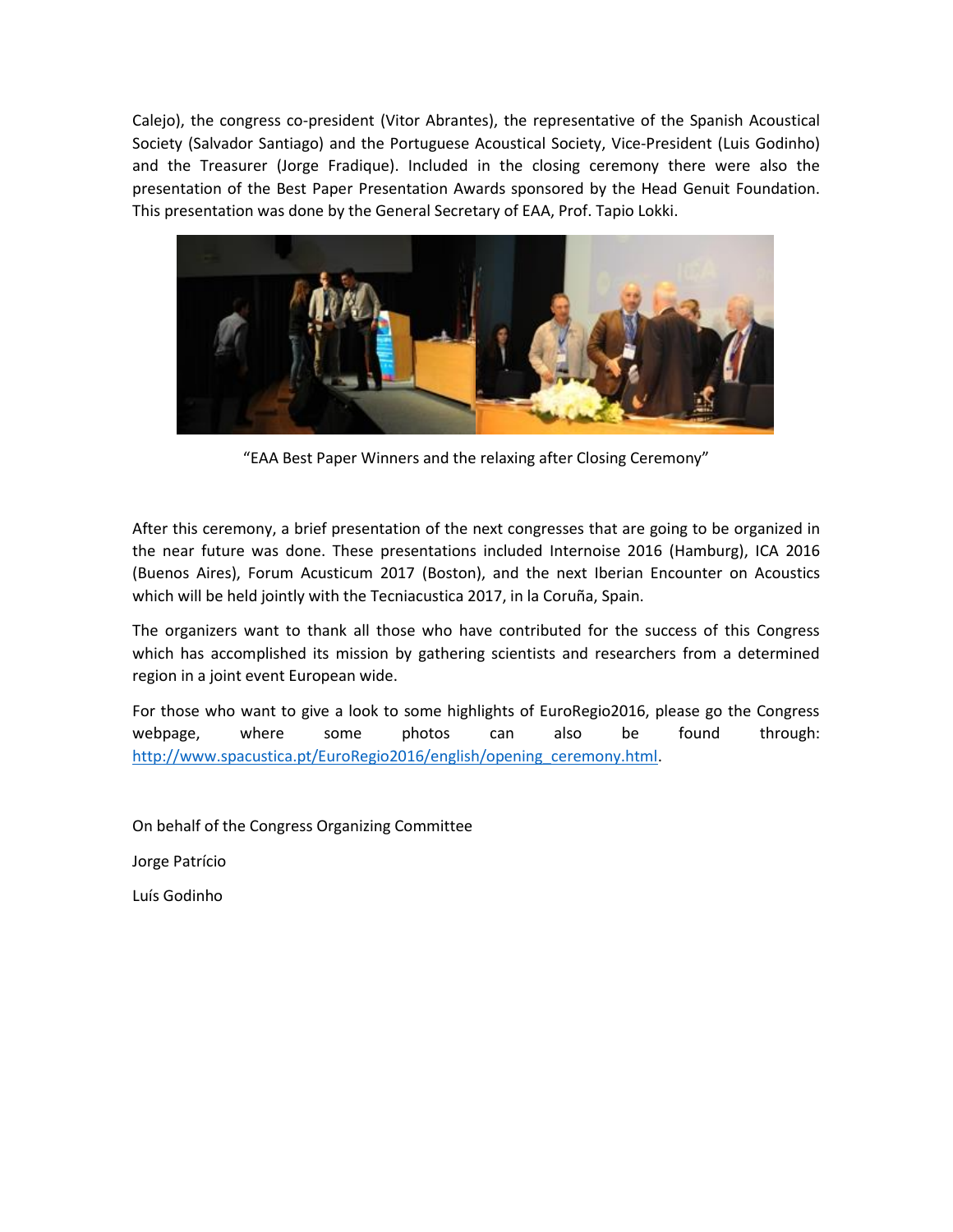Calejo), the congress co-president (Vitor Abrantes), the representative of the Spanish Acoustical Society (Salvador Santiago) and the Portuguese Acoustical Society, Vice-President (Luis Godinho) and the Treasurer (Jorge Fradique). Included in the closing ceremony there were also the presentation of the Best Paper Presentation Awards sponsored by the Head Genuit Foundation. This presentation was done by the General Secretary of EAA, Prof. Tapio Lokki.

“EAA Best Paper Winners and the relaxing after Closing Ceremony”

After this ceremony, a brief presentation of the next congresses that are going to be organized in the near future was done. These presentations included Internoise 2016 (Hamburg), ICA 2016 (Buenos Aires), Forum Acusticum 2017 (Boston), and the next Iberian Encounter on Acoustics which will be held jointly with the Tecniacustica 2017, in la Coruña, Spain.

The organizers want to thank all those who have contributed for the success of this Congress which has accomplished its mission by gathering scientists and researchers from a determined region in a joint event European wide.

For those who want to give a look to some highlights of EuroRegio2016, please go the Congress webpage, where some photos can also be found through: http://www.spacustica.pt/EuroRegio2016/english/opening_ceremony.html.

On behalf of the Congress Organizing Committee

Jorge Patrício

Luís Godinho